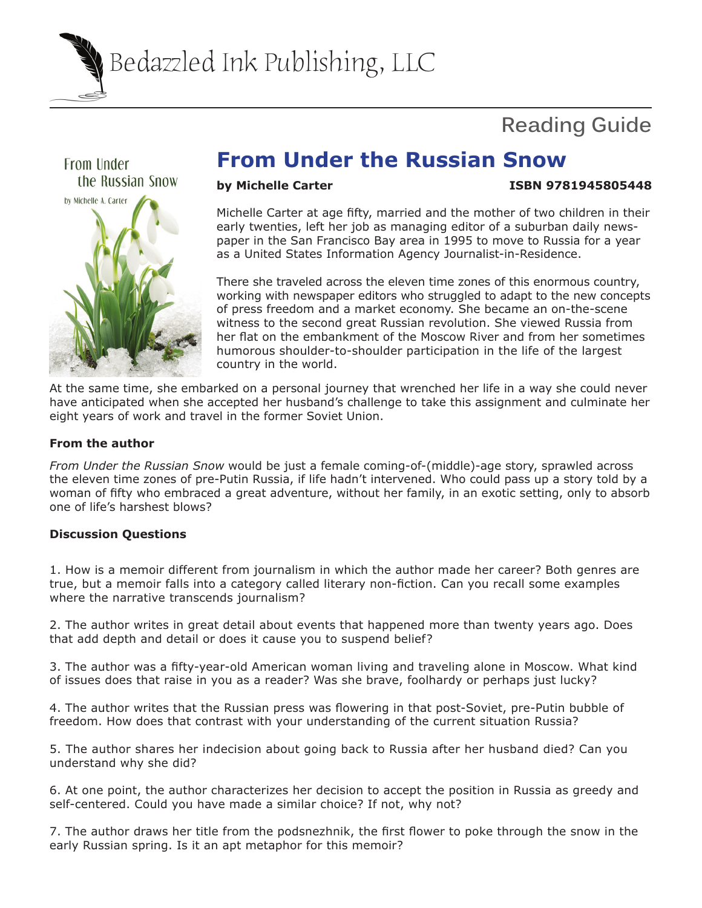Bedazzled Ink Publishing, LLC

Reading Guide

# From Under the Russian Snow

**by Michelle Carter** **ISBN 9781945805448**

Michelle Carter at age fifty, married and the mother of two children in their early twenties, left her job as managing editor of a suburban daily newspaper in the San Francisco Bay area in 1995 to move to Russia for a year as a United States Information Agency Journalist-in-Residence.

There she traveled across the eleven time zones of this enormous country, working with newspaper editors who struggled to adapt to the new concepts of press freedom and a market economy. She became an on-the-scene witness to the second great Russian revolution. She viewed Russia from her flat on the embankment of the Moscow River and from her sometimes humorous shoulder-to-shoulder participation in the life of the largest country in the world.

At the same time, she embarked on a personal journey that wrenched her life in a way she could never have anticipated when she accepted her husband's challenge to take this assignment and culminate her eight years of work and travel in the former Soviet Union.

### From the author

*From Under the Russian Snow* would be just a female coming-of-(middle)-age story, sprawled across the eleven time zones of pre-Putin Russia, if life hadn't intervened. Who could pass up a story told by a woman of fifty who embraced a great adventure, without her family, in an exotic setting, only to absorb one of life's harshest blows?

### Discussion Questions

1. How is a memoir different from journalism in which the author made her career? Both genres are true, but a memoir falls into a category called literary non-fiction. Can you recall some examples where the narrative transcends journalism?

2. The author writes in great detail about events that happened more than twenty years ago. Does that add depth and detail or does it cause you to suspend belief?

3. The author was a fifty-year-old American woman living and traveling alone in Moscow. What kind of issues does that raise in you as a reader? Was she brave, foolhardy or perhaps just lucky?

4. The author writes that the Russian press was flowering in that post-Soviet, pre-Putin bubble of freedom. How does that contrast with your understanding of the current situation Russia?

5. The author shares her indecision about going back to Russia after her husband died? Can you understand why she did?

6. At one point, the author characterizes her decision to accept the position in Russia as greedy and self-centered. Could you have made a similar choice? If not, why not?

7. The author draws her title from the podsnezhnik, the first flower to poke through the snow in the early Russian spring. Is it an apt metaphor for this memoir?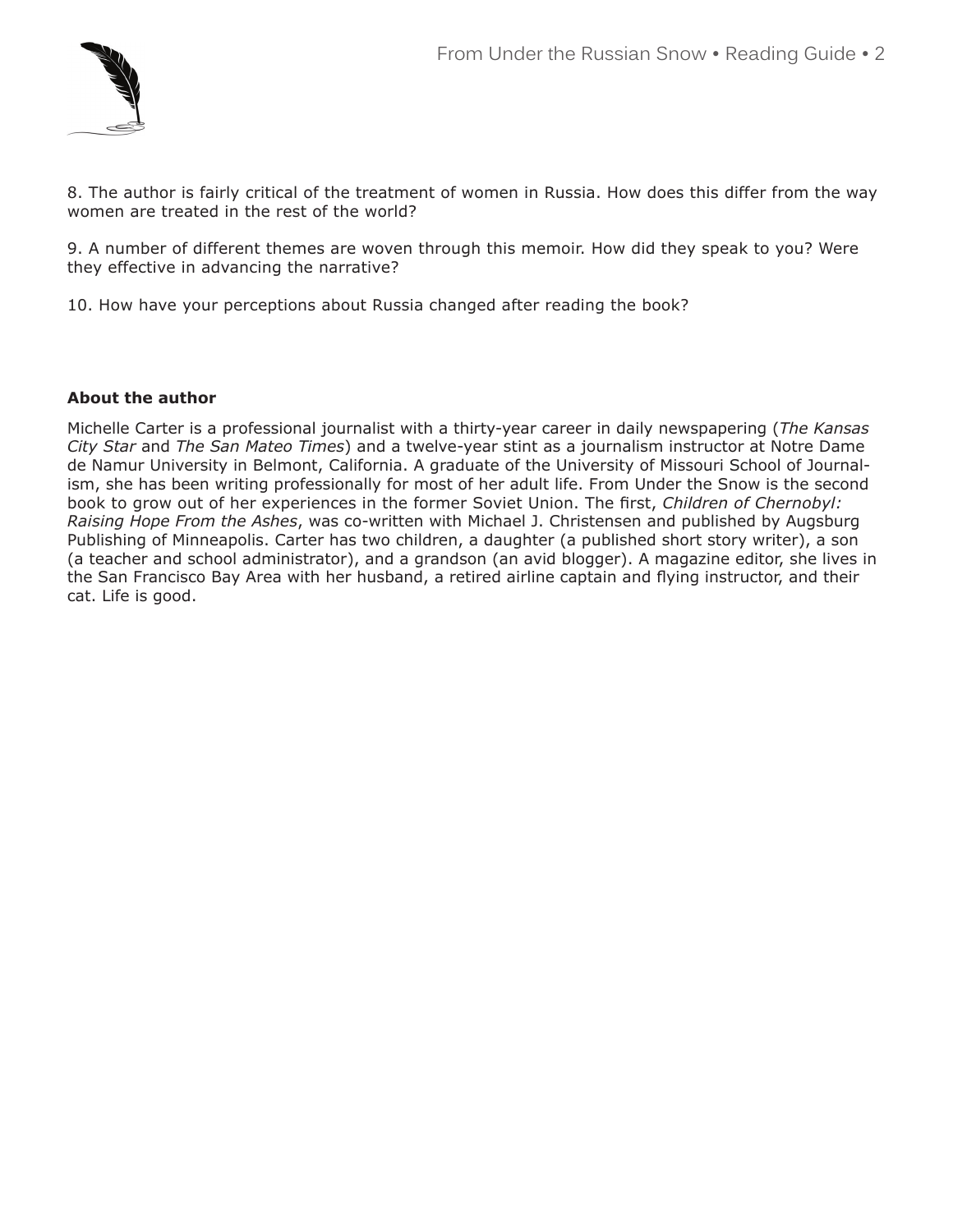8. The author is fairly critical of the treatment of women in Russia. How does this differ from the way women are treated in the rest of the world?

9. A number of different themes are woven through this memoir. How did they speak to you? Were they effective in advancing the narrative?

10. How have your perceptions about Russia changed after reading the book?

**About the author**

Michelle Carter is a professional journalist with a thirty-year career in daily newspapering (*The Kansas City Star* and *The San Mateo Times*) and a twelve-year stint as a journalism instructor at Notre Dame de Namur University in Belmont, California. A graduate of the University of Missouri School of Journalism, she has been writing professionally for most of her adult life. From Under the Snow is the second book to grow out of her experiences in the former Soviet Union. The first, *Children of Chernobyl: Raising Hope From the Ashes*, was co-written with Michael J. Christensen and published by Augsburg Publishing of Minneapolis. Carter has two children, a daughter (a published short story writer), a son (a teacher and school administrator), and a grandson (an avid blogger). A magazine editor, she lives in the San Francisco Bay Area with her husband, a retired airline captain and flying instructor, and their cat. Life is good.